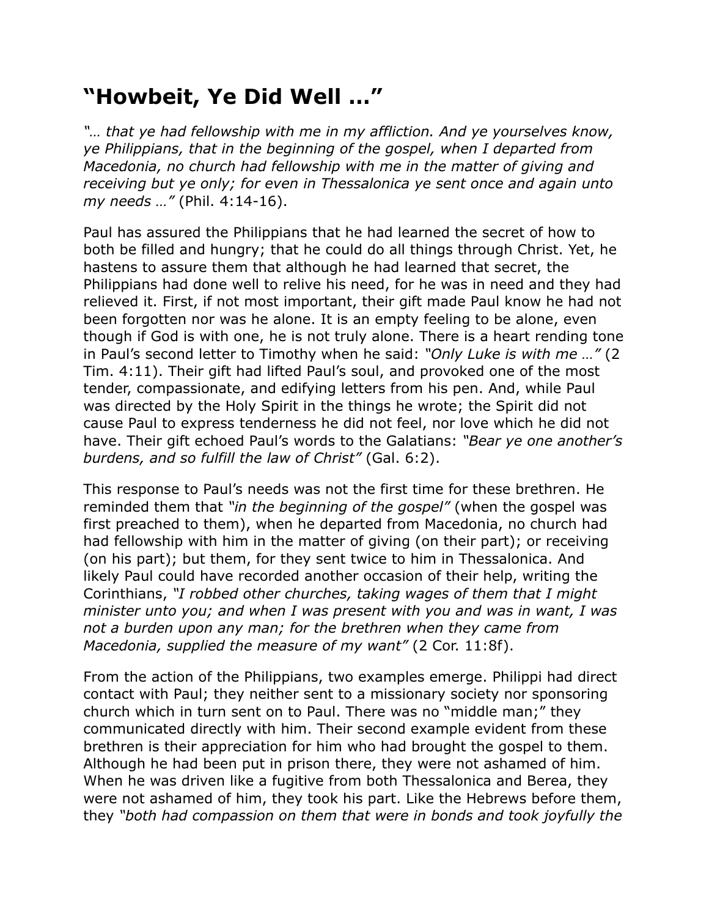# "Howbeit, Ye Did Well …"

*"… that ye had fellowship with me in my affliction. And ye yourselves know, ye Philippians, that in the beginning of the gospel, when I departed from Macedonia, no church had fellowship with me in the matter of giving and receiving but ye only; for even in Thessalonica ye sent once and again unto my needs …"* (Phil. 4:14-16).

Paul has assured the Philippians that he had learned the secret of how to both be filled and hungry; that he could do all things through Christ. Yet, he hastens to assure them that although he had learned that secret, the Philippians had done well to relive his need, for he was in need and they had relieved it. First, if not most important, their gift made Paul know he had not been forgotten nor was he alone. It is an empty feeling to be alone, even though if God is with one, he is not truly alone. There is a heart rending tone in Paul's second letter to Timothy when he said: *"Only Luke is with me …"* (2 Tim. 4:11). Their gift had lifted Paul's soul, and provoked one of the most tender, compassionate, and edifying letters from his pen. And, while Paul was directed by the Holy Spirit in the things he wrote; the Spirit did not cause Paul to express tenderness he did not feel, nor love which he did not have. Their gift echoed Paul's words to the Galatians: *"Bear ye one another's burdens, and so fulfill the law of Christ"* (Gal. 6:2).

This response to Paul's needs was not the first time for these brethren. He reminded them that *"in the beginning of the gospel"* (when the gospel was first preached to them), when he departed from Macedonia, no church had had fellowship with him in the matter of giving (on their part); or receiving (on his part); but them, for they sent twice to him in Thessalonica. And likely Paul could have recorded another occasion of their help, writing the Corinthians, *"I robbed other churches, taking wages of them that I might minister unto you; and when I was present with you and was in want, I was not a burden upon any man; for the brethren when they came from Macedonia, supplied the measure of my want"* (2 Cor. 11:8f).

From the action of the Philippians, two examples emerge. Philippi had direct contact with Paul; they neither sent to a missionary society nor sponsoring church which in turn sent on to Paul. There was no "middle man;" they communicated directly with him. Their second example evident from these brethren is their appreciation for him who had brought the gospel to them. Although he had been put in prison there, they were not ashamed of him. When he was driven like a fugitive from both Thessalonica and Berea, they were not ashamed of him, they took his part. Like the Hebrews before them, they *"both had compassion on them that were in bonds and took joyfully the*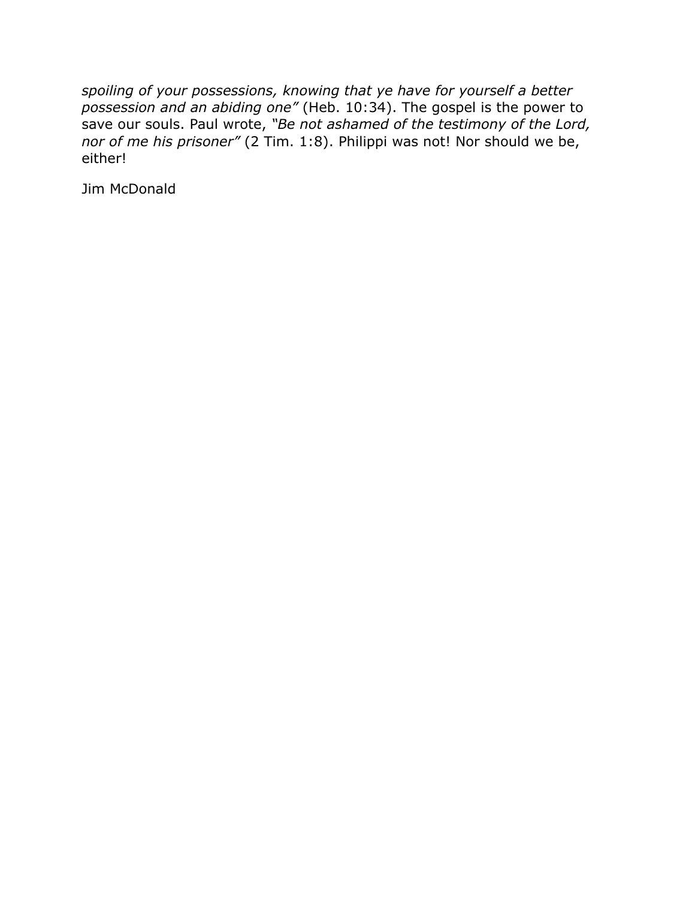*spoiling of your possessions, knowing that ye have for yourself a better possession and an abiding one"* (Heb. 10:34). The gospel is the power to save our souls. Paul wrote, *"Be not ashamed of the testimony of the Lord, nor of me his prisoner"* (2 Tim. 1:8). Philippi was not! Nor should we be, either!

Jim McDonald